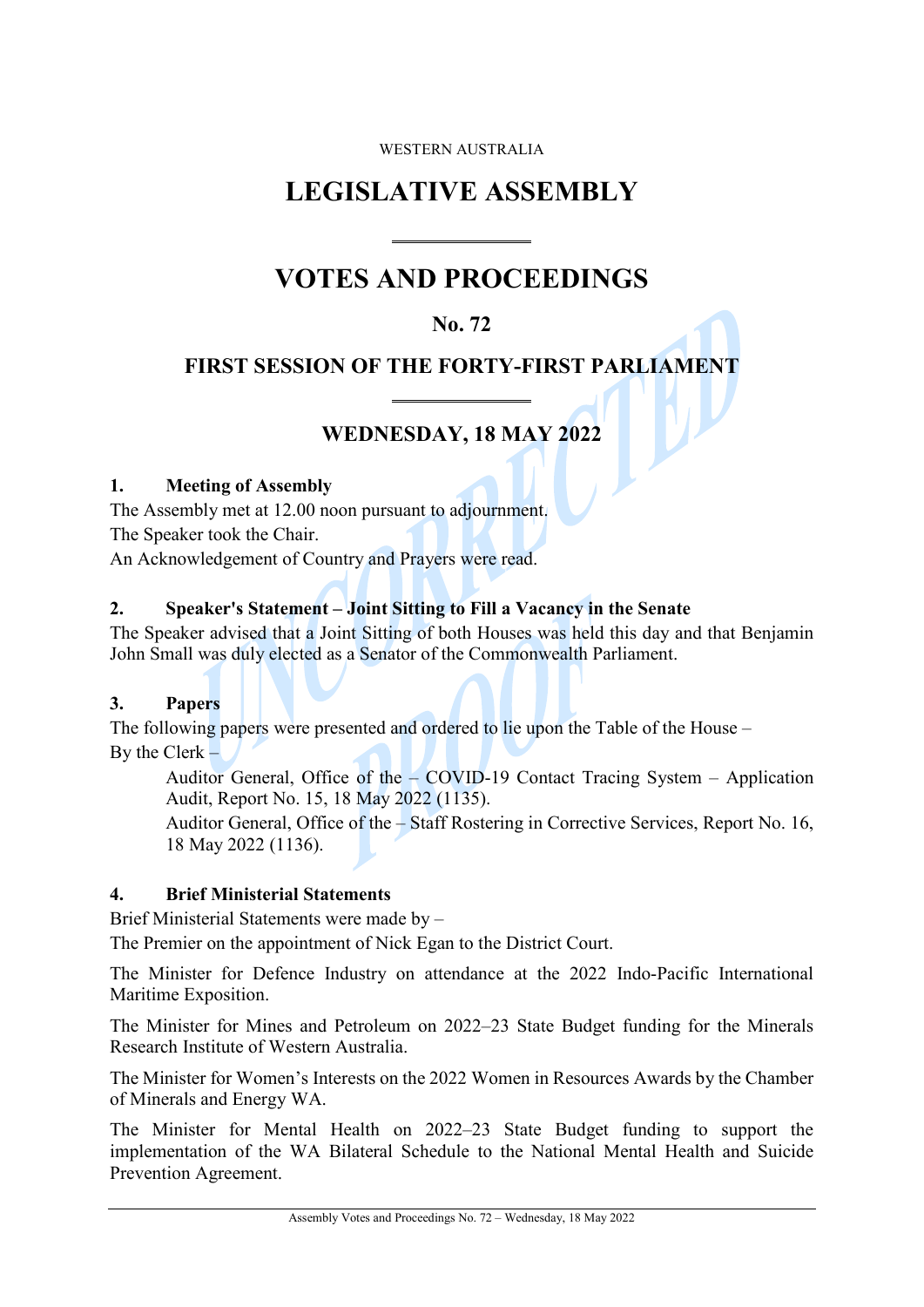WESTERN AUSTRALIA

# LEGISLATIVE ASSEMBLY

# VOTES AND PROCEEDINGS

## No. 72

## FIRST SESSION OF THE FORTY-FIRST PARLIAMENT

## WEDNESDAY, 18 MAY 2022

### 1. Meeting of Assembly

The Assembly met at 12.00 noon pursuant to adjournment.

The Speaker took the Chair.

An Acknowledgement of Country and Prayers were read.

### 2. Speaker's Statement – Joint Sitting to Fill a Vacancy in the Senate

The Speaker advised that a Joint Sitting of both Houses was held this day and that Benjamin John Small was duly elected as a Senator of the Commonwealth Parliament.

### 3. Papers

The following papers were presented and ordered to lie upon the Table of the House –

By the Clerk –

> Auditor General, Office of the – COVID-19 Contact Tracing System – Application Audit, Report No. 15, 18 May 2022 (1135).
>
> Auditor General, Office of the – Staff Rostering in Corrective Services, Report No. 16, 18 May 2022 (1136).

### 4. Brief Ministerial Statements

Brief Ministerial Statements were made by –

The Premier on the appointment of Nick Egan to the District Court.

The Minister for Defence Industry on attendance at the 2022 Indo-Pacific International Maritime Exposition.

The Minister for Mines and Petroleum on 2022–23 State Budget funding for the Minerals Research Institute of Western Australia.

The Minister for Women's Interests on the 2022 Women in Resources Awards by the Chamber of Minerals and Energy WA.

The Minister for Mental Health on 2022–23 State Budget funding to support the implementation of the WA Bilateral Schedule to the National Mental Health and Suicide Prevention Agreement.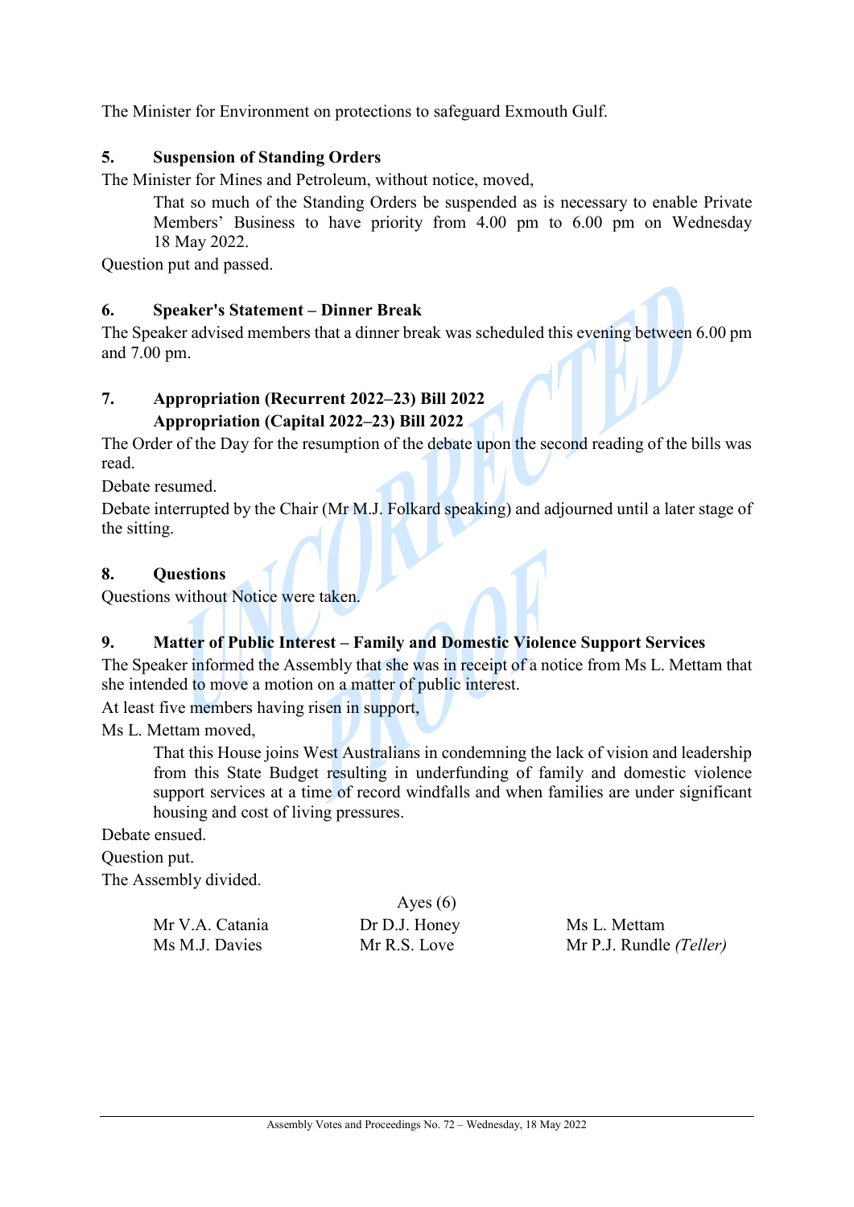The Minister for Environment on protections to safeguard Exmouth Gulf.

## 5. Suspension of Standing Orders

The Minister for Mines and Petroleum, without notice, moved,

> That so much of the Standing Orders be suspended as is necessary to enable Private Members' Business to have priority from 4.00 pm to 6.00 pm on Wednesday 18 May 2022.

Question put and passed.

## 6. Speaker's Statement – Dinner Break

The Speaker advised members that a dinner break was scheduled this evening between 6.00 pm and 7.00 pm.

## 7. Appropriation (Recurrent 2022–23) Bill 2022
## Appropriation (Capital 2022–23) Bill 2022

The Order of the Day for the resumption of the debate upon the second reading of the bills was read.

Debate resumed.

Debate interrupted by the Chair (Mr M.J. Folkard speaking) and adjourned until a later stage of the sitting.

## 8. Questions

Questions without Notice were taken.

## 9. Matter of Public Interest – Family and Domestic Violence Support Services

The Speaker informed the Assembly that she was in receipt of a notice from Ms L. Mettam that she intended to move a motion on a matter of public interest.

At least five members having risen in support,

Ms L. Mettam moved,

> That this House joins West Australians in condemning the lack of vision and leadership from this State Budget resulting in underfunding of family and domestic violence support services at a time of record windfalls and when families are under significant housing and cost of living pressures.

Debate ensued.

Question put.

The Assembly divided.

Ayes (6)

| | | |
|---|---|---|
| Mr V.A. Catania | Dr D.J. Honey | Ms L. Mettam |
| Ms M.J. Davies | Mr R.S. Love | Mr P.J. Rundle *(Teller)* |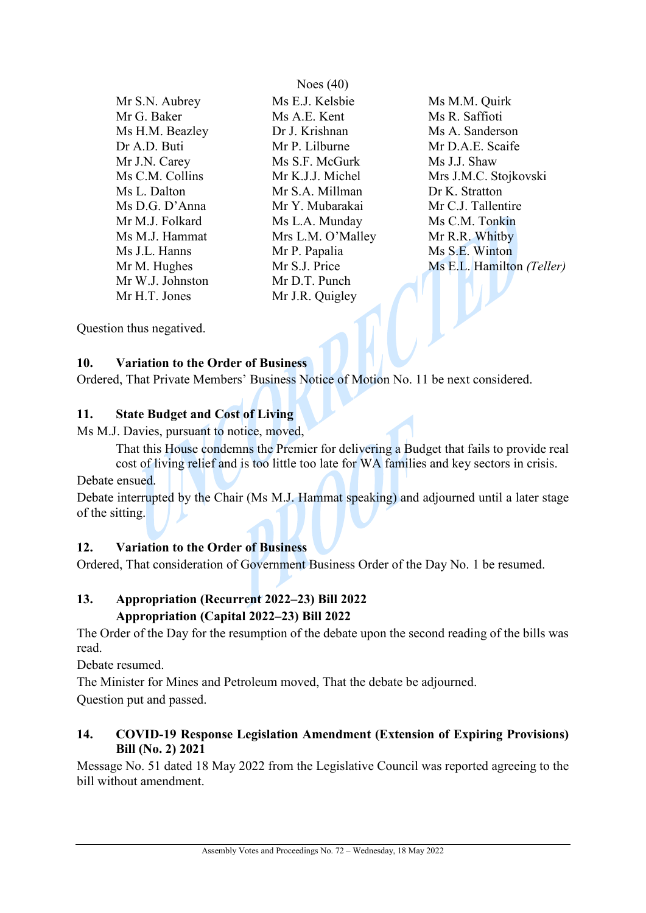Noes (40)

| | | |
|---|---|---|
| Mr S.N. Aubrey | Ms E.J. Kelsbie | Ms M.M. Quirk |
| Mr G. Baker | Ms A.E. Kent | Ms R. Saffioti |
| Ms H.M. Beazley | Dr J. Krishnan | Ms A. Sanderson |
| Dr A.D. Buti | Mr P. Lilburne | Mr D.A.E. Scaife |
| Mr J.N. Carey | Ms S.F. McGurk | Ms J.J. Shaw |
| Ms C.M. Collins | Mr K.J.J. Michel | Mrs J.M.C. Stojkovski |
| Ms L. Dalton | Mr S.A. Millman | Dr K. Stratton |
| Ms D.G. D'Anna | Mr Y. Mubarakai | Mr C.J. Tallentire |
| Mr M.J. Folkard | Ms L.A. Munday | Ms C.M. Tonkin |
| Ms M.J. Hammat | Mrs L.M. O'Malley | Mr R.R. Whitby |
| Ms J.L. Hanns | Mr P. Papalia | Ms S.E. Winton |
| Mr M. Hughes | Mr S.J. Price | Ms E.L. Hamilton *(Teller)* |
| Mr W.J. Johnston | Mr D.T. Punch | |
| Mr H.T. Jones | Mr J.R. Quigley | |

Question thus negatived.

**10. Variation to the Order of Business**

Ordered, That Private Members' Business Notice of Motion No. 11 be next considered.

**11. State Budget and Cost of Living**

Ms M.J. Davies, pursuant to notice, moved,

> That this House condemns the Premier for delivering a Budget that fails to provide real cost of living relief and is too little too late for WA families and key sectors in crisis.

Debate ensued.

Debate interrupted by the Chair (Ms M.J. Hammat speaking) and adjourned until a later stage of the sitting.

**12. Variation to the Order of Business**

Ordered, That consideration of Government Business Order of the Day No. 1 be resumed.

**13. Appropriation (Recurrent 2022–23) Bill 2022**
**Appropriation (Capital 2022–23) Bill 2022**

The Order of the Day for the resumption of the debate upon the second reading of the bills was read.

Debate resumed.

The Minister for Mines and Petroleum moved, That the debate be adjourned.

Question put and passed.

**14. COVID-19 Response Legislation Amendment (Extension of Expiring Provisions) Bill (No. 2) 2021**

Message No. 51 dated 18 May 2022 from the Legislative Council was reported agreeing to the bill without amendment.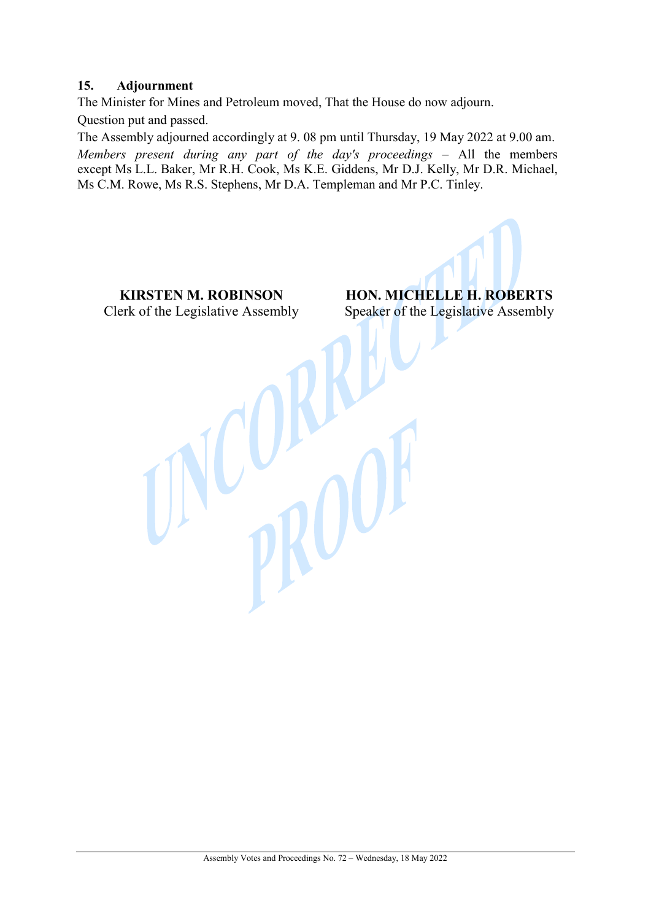### 15. Adjournment

The Minister for Mines and Petroleum moved, That the House do now adjourn.

Question put and passed.

The Assembly adjourned accordingly at 9. 08 pm until Thursday, 19 May 2022 at 9.00 am.

*Members present during any part of the day's proceedings* – All the members except Ms L.L. Baker, Mr R.H. Cook, Ms K.E. Giddens, Mr D.J. Kelly, Mr D.R. Michael, Ms C.M. Rowe, Ms R.S. Stephens, Mr D.A. Templeman and Mr P.C. Tinley.

**KIRSTEN M. ROBINSON**
Clerk of the Legislative Assembly

**HON. MICHELLE H. ROBERTS**
Speaker of the Legislative Assembly

UNCORRECTED PROOF